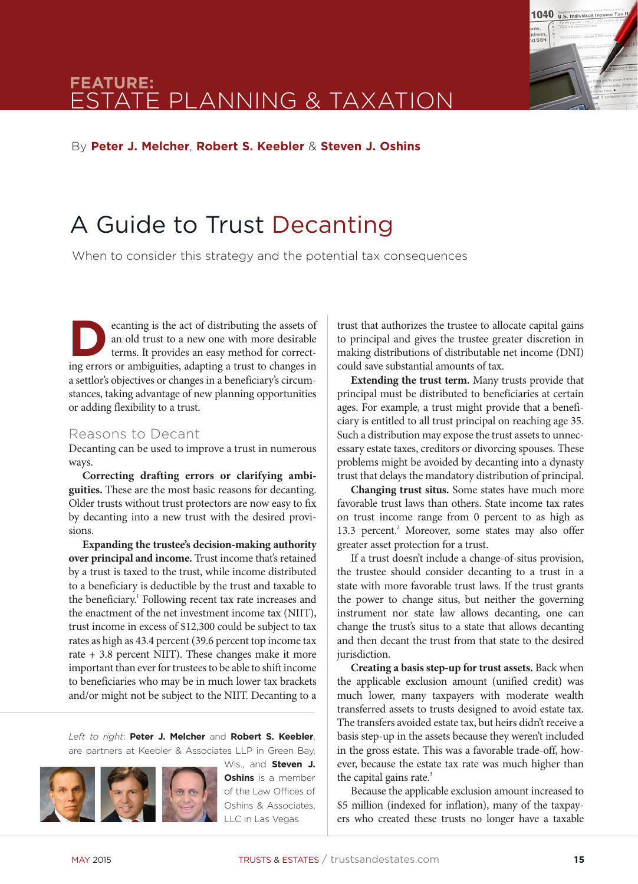FEATURE:
# ESTATE PLANNING & TAXATION

By **Peter J. Melcher**, **Robert S. Keebler** & **Steven J. Oshins**

# A Guide to Trust Decanting

When to consider this strategy and the potential tax consequences

Decanting is the act of distributing the assets of an old trust to a new one with more desirable terms. It provides an easy method for correcting errors or ambiguities, adapting a trust to changes in a settlor's objectives or changes in a beneficiary's circumstances, taking advantage of new planning opportunities or adding flexibility to a trust.

## Reasons to Decant

Decanting can be used to improve a trust in numerous ways.

**Correcting drafting errors or clarifying ambiguities.** These are the most basic reasons for decanting. Older trusts without trust protectors are now easy to fix by decanting into a new trust with the desired provisions.

**Expanding the trustee's decision-making authority over principal and income.** Trust income that's retained by a trust is taxed to the trust, while income distributed to a beneficiary is deductible by the trust and taxable to the beneficiary.[1] Following recent tax rate increases and the enactment of the net investment income tax (NIIT), trust income in excess of $12,300 could be subject to tax rates as high as 43.4 percent (39.6 percent top income tax rate + 3.8 percent NIIT). These changes make it more important than ever for trustees to be able to shift income to beneficiaries who may be in much lower tax brackets and/or might not be subject to the NIIT. Decanting to a trust that authorizes the trustee to allocate capital gains to principal and gives the trustee greater discretion in making distributions of distributable net income (DNI) could save substantial amounts of tax.

**Extending the trust term.** Many trusts provide that principal must be distributed to beneficiaries at certain ages. For example, a trust might provide that a beneficiary is entitled to all trust principal on reaching age 35. Such a distribution may expose the trust assets to unnecessary estate taxes, creditors or divorcing spouses. These problems might be avoided by decanting into a dynasty trust that delays the mandatory distribution of principal.

**Changing trust situs.** Some states have much more favorable trust laws than others. State income tax rates on trust income range from 0 percent to as high as 13.3 percent.[2] Moreover, some states may also offer greater asset protection for a trust.

If a trust doesn't include a change-of-situs provision, the trustee should consider decanting to a trust in a state with more favorable trust laws. If the trust grants the power to change situs, but neither the governing instrument nor state law allows decanting, one can change the trust's situs to a state that allows decanting and then decant the trust from that state to the desired jurisdiction.

**Creating a basis step-up for trust assets.** Back when the applicable exclusion amount (unified credit) was much lower, many taxpayers with moderate wealth transferred assets to trusts designed to avoid estate tax. The transfers avoided estate tax, but heirs didn't receive a basis step-up in the assets because they weren't included in the gross estate. This was a favorable trade-off, however, because the estate tax rate was much higher than the capital gains rate.[3]

Because the applicable exclusion amount increased to $5 million (indexed for inflation), many of the taxpayers who created these trusts no longer have a taxable

*Left to right*: **Peter J. Melcher** and **Robert S. Keebler**, are partners at Keebler & Associates LLP in Green Bay, Wis., and **Steven J. Oshins** is a member of the Law Offices of Oshins & Associates, LLC in Las Vegas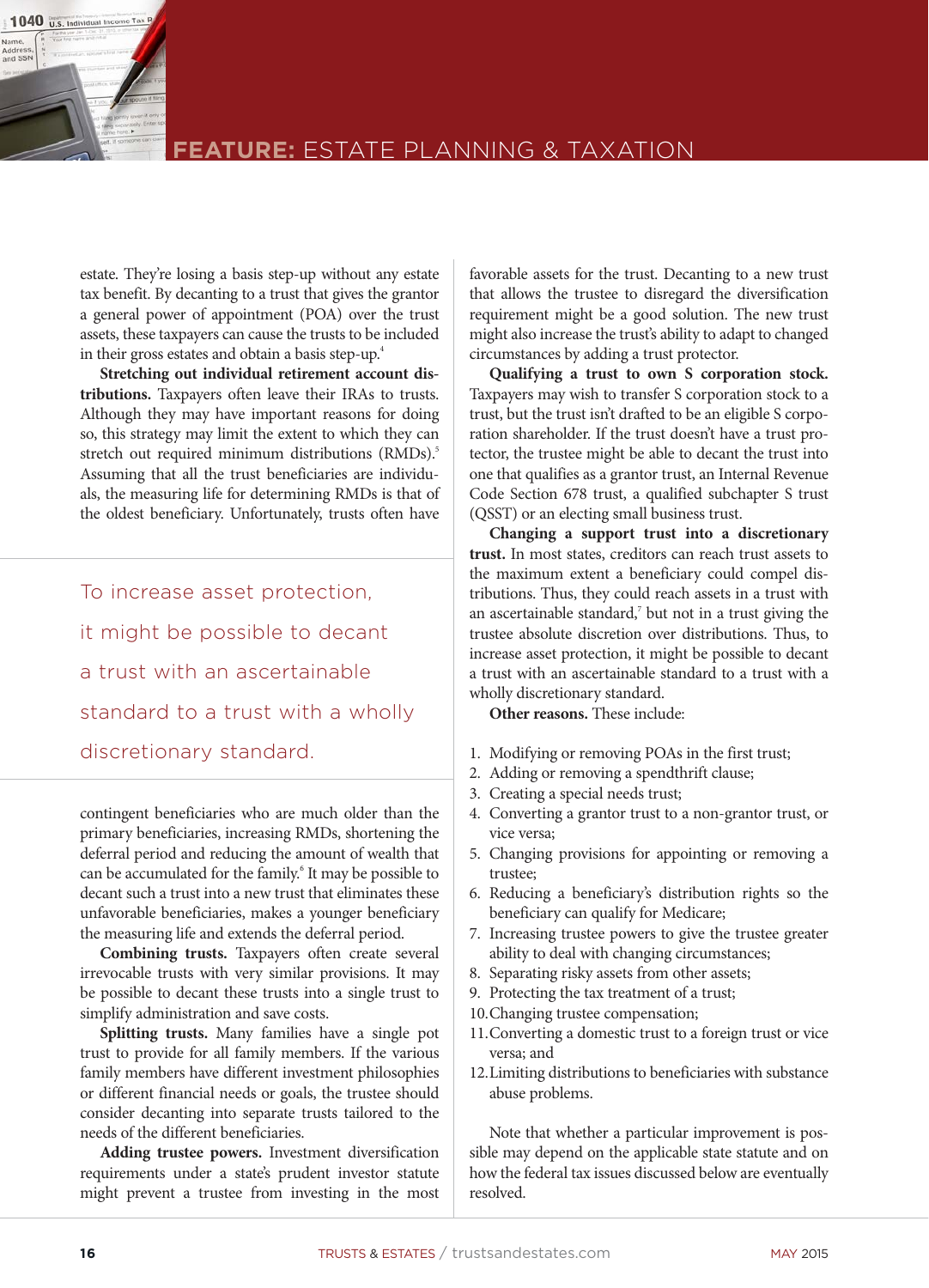estate. They're losing a basis step-up without any estate tax benefit. By decanting to a trust that gives the grantor a general power of appointment (POA) over the trust assets, these taxpayers can cause the trusts to be included in their gross estates and obtain a basis step-up.[4]

**Stretching out individual retirement account distributions.** Taxpayers often leave their IRAs to trusts. Although they may have important reasons for doing so, this strategy may limit the extent to which they can stretch out required minimum distributions (RMDs).[5] Assuming that all the trust beneficiaries are individuals, the measuring life for determining RMDs is that of the oldest beneficiary. Unfortunately, trusts often have contingent beneficiaries who are much older than the primary beneficiaries, increasing RMDs, shortening the deferral period and reducing the amount of wealth that can be accumulated for the family.[6] It may be possible to decant such a trust into a new trust that eliminates these unfavorable beneficiaries, makes a younger beneficiary the measuring life and extends the deferral period.

> To increase asset protection, it might be possible to decant a trust with an ascertainable standard to a trust with a wholly discretionary standard.

**Combining trusts.** Taxpayers often create several irrevocable trusts with very similar provisions. It may be possible to decant these trusts into a single trust to simplify administration and save costs.

**Splitting trusts.** Many families have a single pot trust to provide for all family members. If the various family members have different investment philosophies or different financial needs or goals, the trustee should consider decanting into separate trusts tailored to the needs of the different beneficiaries.

**Adding trustee powers.** Investment diversification requirements under a state's prudent investor statute might prevent a trustee from investing in the most favorable assets for the trust. Decanting to a new trust that allows the trustee to disregard the diversification requirement might be a good solution. The new trust might also increase the trust's ability to adapt to changed circumstances by adding a trust protector.

**Qualifying a trust to own S corporation stock.** Taxpayers may wish to transfer S corporation stock to a trust, but the trust isn't drafted to be an eligible S corporation shareholder. If the trust doesn't have a trust protector, the trustee might be able to decant the trust into one that qualifies as a grantor trust, an Internal Revenue Code Section 678 trust, a qualified subchapter S trust (QSST) or an electing small business trust.

**Changing a support trust into a discretionary trust.** In most states, creditors can reach trust assets to the maximum extent a beneficiary could compel distributions. Thus, they could reach assets in a trust with an ascertainable standard,[7] but not in a trust giving the trustee absolute discretion over distributions. Thus, to increase asset protection, it might be possible to decant a trust with an ascertainable standard to a trust with a wholly discretionary standard.

**Other reasons.** These include:

1. Modifying or removing POAs in the first trust;
2. Adding or removing a spendthrift clause;
3. Creating a special needs trust;
4. Converting a grantor trust to a non-grantor trust, or vice versa;
5. Changing provisions for appointing or removing a trustee;
6. Reducing a beneficiary's distribution rights so the beneficiary can qualify for Medicare;
7. Increasing trustee powers to give the trustee greater ability to deal with changing circumstances;
8. Separating risky assets from other assets;
9. Protecting the tax treatment of a trust;
10. Changing trustee compensation;
11. Converting a domestic trust to a foreign trust or vice versa; and
12. Limiting distributions to beneficiaries with substance abuse problems.

Note that whether a particular improvement is possible may depend on the applicable state statute and on how the federal tax issues discussed below are eventually resolved.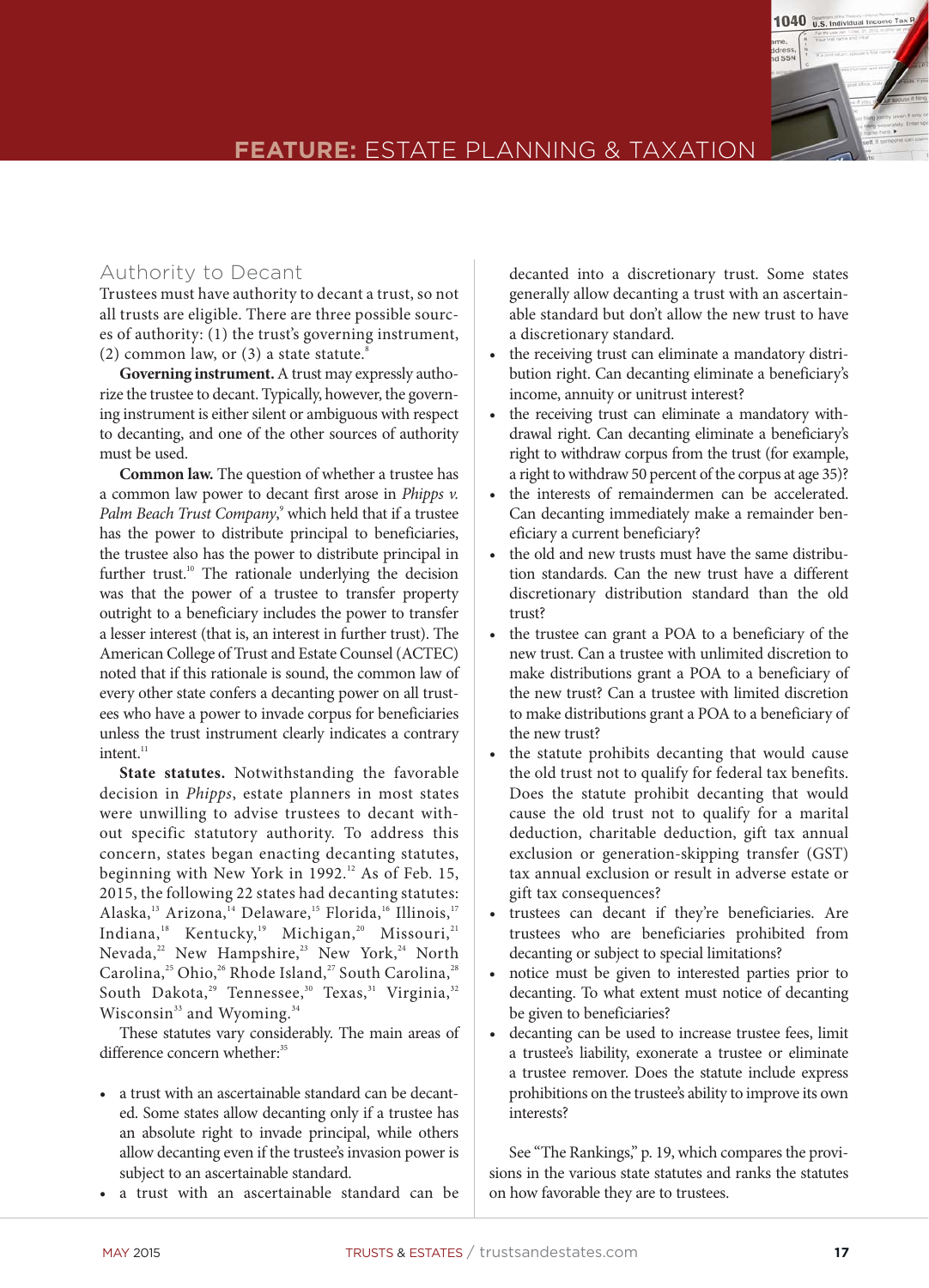## Authority to Decant

Trustees must have authority to decant a trust, so not all trusts are eligible. There are three possible sources of authority: (1) the trust's governing instrument, (2) common law, or (3) a state statute.[8]

**Governing instrument.** A trust may expressly authorize the trustee to decant. Typically, however, the governing instrument is either silent or ambiguous with respect to decanting, and one of the other sources of authority must be used.

**Common law.** The question of whether a trustee has a common law power to decant first arose in *Phipps v. Palm Beach Trust Company*,[9] which held that if a trustee has the power to distribute principal to beneficiaries, the trustee also has the power to distribute principal in further trust.[10] The rationale underlying the decision was that the power of a trustee to transfer property outright to a beneficiary includes the power to transfer a lesser interest (that is, an interest in further trust). The American College of Trust and Estate Counsel (ACTEC) noted that if this rationale is sound, the common law of every other state confers a decanting power on all trustees who have a power to invade corpus for beneficiaries unless the trust instrument clearly indicates a contrary intent.[11]

**State statutes.** Notwithstanding the favorable decision in *Phipps*, estate planners in most states were unwilling to advise trustees to decant without specific statutory authority. To address this concern, states began enacting decanting statutes, beginning with New York in 1992.[12] As of Feb. 15, 2015, the following 22 states had decanting statutes: Alaska,[13] Arizona,[14] Delaware,[15] Florida,[16] Illinois,[17] Indiana,[18] Kentucky,[19] Michigan,[20] Missouri,[21] Nevada,[22] New Hampshire,[23] New York,[24] North Carolina,[25] Ohio,[26] Rhode Island,[27] South Carolina,[28] South Dakota,[29] Tennessee,[30] Texas,[31] Virginia,[32] Wisconsin[33] and Wyoming.[34]

These statutes vary considerably. The main areas of difference concern whether:[35]

- a trust with an ascertainable standard can be decanted. Some states allow decanting only if a trustee has an absolute right to invade principal, while others allow decanting even if the trustee's invasion power is subject to an ascertainable standard.
- a trust with an ascertainable standard can be decanted into a discretionary trust. Some states generally allow decanting a trust with an ascertainable standard but don't allow the new trust to have a discretionary standard.
- the receiving trust can eliminate a mandatory distribution right. Can decanting eliminate a beneficiary's income, annuity or unitrust interest?
- the receiving trust can eliminate a mandatory withdrawal right. Can decanting eliminate a beneficiary's right to withdraw corpus from the trust (for example, a right to withdraw 50 percent of the corpus at age 35)?
- the interests of remaindermen can be accelerated. Can decanting immediately make a remainder beneficiary a current beneficiary?
- the old and new trusts must have the same distribution standards. Can the new trust have a different discretionary distribution standard than the old trust?
- the trustee can grant a POA to a beneficiary of the new trust. Can a trustee with unlimited discretion to make distributions grant a POA to a beneficiary of the new trust? Can a trustee with limited discretion to make distributions grant a POA to a beneficiary of the new trust?
- the statute prohibits decanting that would cause the old trust not to qualify for federal tax benefits. Does the statute prohibit decanting that would cause the old trust not to qualify for a marital deduction, charitable deduction, gift tax annual exclusion or generation-skipping transfer (GST) tax annual exclusion or result in adverse estate or gift tax consequences?
- trustees can decant if they're beneficiaries. Are trustees who are beneficiaries prohibited from decanting or subject to special limitations?
- notice must be given to interested parties prior to decanting. To what extent must notice of decanting be given to beneficiaries?
- decanting can be used to increase trustee fees, limit a trustee's liability, exonerate a trustee or eliminate a trustee remover. Does the statute include express prohibitions on the trustee's ability to improve its own interests?

See "The Rankings," p. 19, which compares the provisions in the various state statutes and ranks the statutes on how favorable they are to trustees.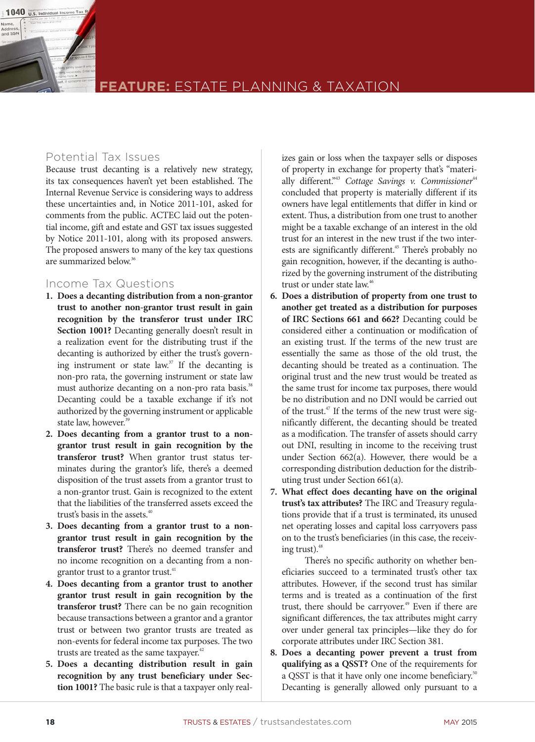## Potential Tax Issues

Because trust decanting is a relatively new strategy, its tax consequences haven't yet been established. The Internal Revenue Service is considering ways to address these uncertainties and, in Notice 2011-101, asked for comments from the public. ACTEC laid out the potential income, gift and estate and GST tax issues suggested by Notice 2011-101, along with its proposed answers. The proposed answers to many of the key tax questions are summarized below.[36]

## Income Tax Questions

1. **Does a decanting distribution from a non-grantor trust to another non-grantor trust result in gain recognition by the transferor trust under IRC Section 1001?** Decanting generally doesn't result in a realization event for the distributing trust if the decanting is authorized by either the trust's governing instrument or state law.[37] If the decanting is non-pro rata, the governing instrument or state law must authorize decanting on a non-pro rata basis.[38] Decanting could be a taxable exchange if it's not authorized by the governing instrument or applicable state law, however.[39]

2. **Does decanting from a grantor trust to a non-grantor trust result in gain recognition by the transferor trust?** When grantor trust status terminates during the grantor's life, there's a deemed disposition of the trust assets from a grantor trust to a non-grantor trust. Gain is recognized to the extent that the liabilities of the transferred assets exceed the trust's basis in the assets.[40]

3. **Does decanting from a grantor trust to a non-grantor trust result in gain recognition by the transferor trust?** There's no deemed transfer and no income recognition on a decanting from a non-grantor trust to a grantor trust.[41]

4. **Does decanting from a grantor trust to another grantor trust result in gain recognition by the transferor trust?** There can be no gain recognition because transactions between a grantor and a grantor trust or between two grantor trusts are treated as non-events for federal income tax purposes. The two trusts are treated as the same taxpayer.[42]

5. **Does a decanting distribution result in gain recognition by any trust beneficiary under Section 1001?** The basic rule is that a taxpayer only realizes gain or loss when the taxpayer sells or disposes of property in exchange for property that's "materially different."[43] *Cottage Savings v. Commissioner*[44] concluded that property is materially different if its owners have legal entitlements that differ in kind or extent. Thus, a distribution from one trust to another might be a taxable exchange of an interest in the old trust for an interest in the new trust if the two interests are significantly different.[45] There's probably no gain recognition, however, if the decanting is authorized by the governing instrument of the distributing trust or under state law.[46]

6. **Does a distribution of property from one trust to another get treated as a distribution for purposes of IRC Sections 661 and 662?** Decanting could be considered either a continuation or modification of an existing trust. If the terms of the new trust are essentially the same as those of the old trust, the decanting should be treated as a continuation. The original trust and the new trust would be treated as the same trust for income tax purposes, there would be no distribution and no DNI would be carried out of the trust.[47] If the terms of the new trust were significantly different, the decanting should be treated as a modification. The transfer of assets should carry out DNI, resulting in income to the receiving trust under Section 662(a). However, there would be a corresponding distribution deduction for the distributing trust under Section 661(a).

7. **What effect does decanting have on the original trust's tax attributes?** The IRC and Treasury regulations provide that if a trust is terminated, its unused net operating losses and capital loss carryovers pass on to the trust's beneficiaries (in this case, the receiving trust).[48]

   There's no specific authority on whether beneficiaries succeed to a terminated trust's other tax attributes. However, if the second trust has similar terms and is treated as a continuation of the first trust, there should be carryover.[49] Even if there are significant differences, the tax attributes might carry over under general tax principles—like they do for corporate attributes under IRC Section 381.

8. **Does a decanting power prevent a trust from qualifying as a QSST?** One of the requirements for a QSST is that it have only one income beneficiary.[50] Decanting is generally allowed only pursuant to a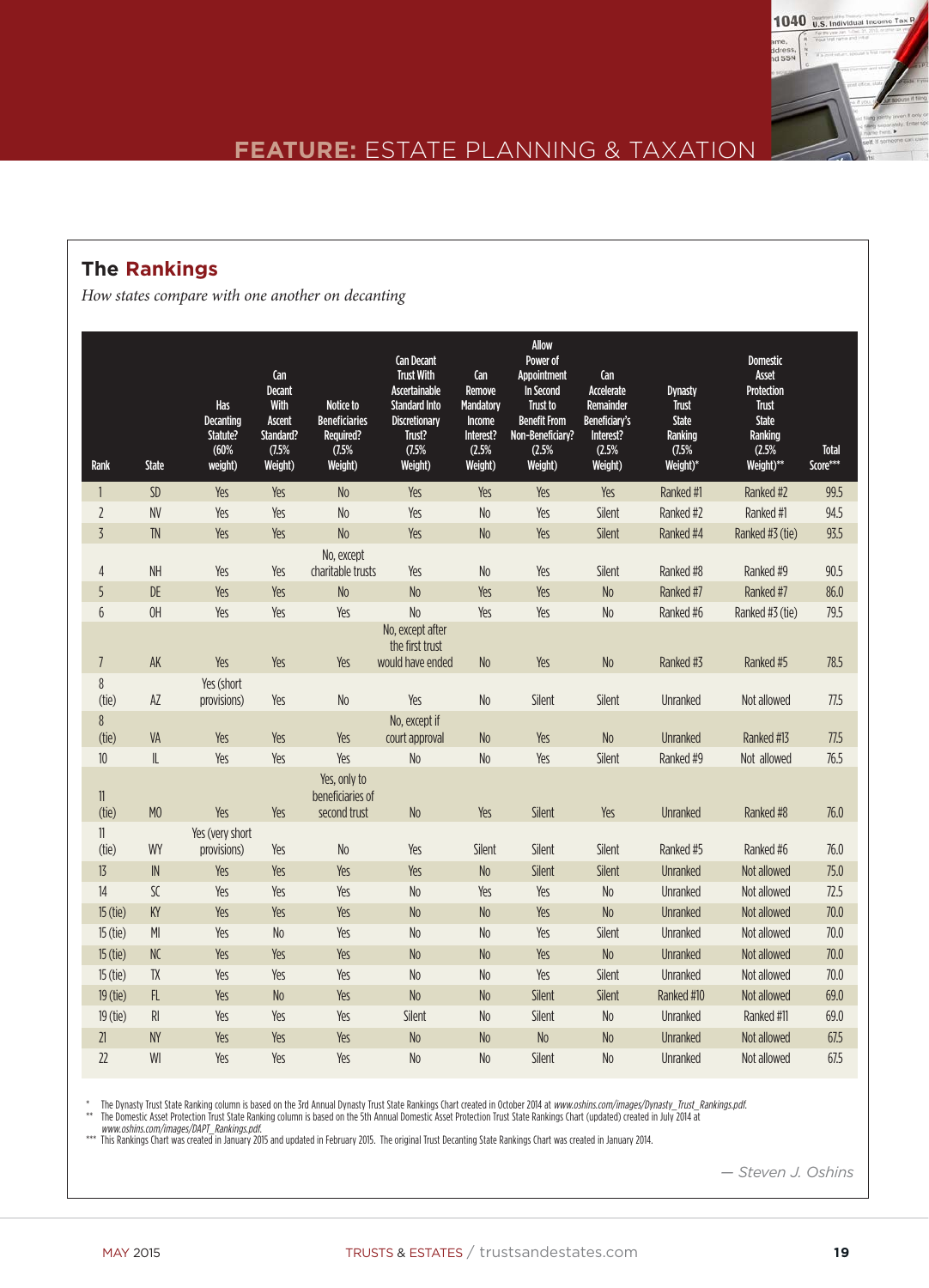## The Rankings

*How states compare with one another on decanting*

| Rank | State | Has Decanting Statute? (60% weight) | Can Decant With Ascent Standard? (7.5% Weight) | Notice to Beneficiaries Required? (7.5% Weight) | Can Decant Trust With Ascertainable Standard Into Discretionary Trust? (7.5% Weight) | Can Remove Mandatory Income Interest? (2.5% Weight) | Allow Power of Appointment In Second Trust to Benefit From Non-Beneficiary? (2.5% Weight) | Can Accelerate Remainder Beneficiary's Interest? (2.5% Weight) | Dynasty Trust State Ranking (7.5% Weight)* | Domestic Asset Protection Trust State Ranking (2.5% Weight)** | Total Score*** |
|---|---|---|---|---|---|---|---|---|---|---|---|
| 1 | SD | Yes | Yes | No | Yes | Yes | Yes | Yes | Ranked #1 | Ranked #2 | 99.5 |
| 2 | NV | Yes | Yes | No | Yes | No | Yes | Silent | Ranked #2 | Ranked #1 | 94.5 |
| 3 | TN | Yes | Yes | No | Yes | No | Yes | Silent | Ranked #4 | Ranked #3 (tie) | 93.5 |
| 4 | NH | Yes | Yes | No, except charitable trusts | Yes | No | Yes | Silent | Ranked #8 | Ranked #9 | 90.5 |
| 5 | DE | Yes | Yes | No | No | Yes | Yes | No | Ranked #7 | Ranked #7 | 86.0 |
| 6 | OH | Yes | Yes | Yes | No | Yes | Yes | No | Ranked #6 | Ranked #3 (tie) | 79.5 |
| 7 | AK | Yes | Yes | Yes | No, except after the first trust would have ended | No | Yes | No | Ranked #3 | Ranked #5 | 78.5 |
| 8 (tie) | AZ | Yes (short provisions) | Yes | No | Yes | No | Silent | Silent | Unranked | Not allowed | 77.5 |
| 8 (tie) | VA | Yes | Yes | Yes | No, except if court approval | No | Yes | No | Unranked | Ranked #13 | 77.5 |
| 10 | IL | Yes | Yes | Yes | No | No | Yes | Silent | Ranked #9 | Not allowed | 76.5 |
| 11 (tie) | MO | Yes | Yes | Yes, only to beneficiaries of second trust | No | Yes | Silent | Yes | Unranked | Ranked #8 | 76.0 |
| 11 (tie) | WY | Yes (very short provisions) | Yes | No | Yes | Silent | Silent | Silent | Ranked #5 | Ranked #6 | 76.0 |
| 13 | IN | Yes | Yes | Yes | Yes | No | Silent | Silent | Unranked | Not allowed | 75.0 |
| 14 | SC | Yes | Yes | Yes | No | Yes | Yes | No | Unranked | Not allowed | 72.5 |
| 15 (tie) | KY | Yes | Yes | Yes | No | No | Yes | No | Unranked | Not allowed | 70.0 |
| 15 (tie) | MI | Yes | No | Yes | No | No | Yes | Silent | Unranked | Not allowed | 70.0 |
| 15 (tie) | NC | Yes | Yes | Yes | No | No | Yes | No | Unranked | Not allowed | 70.0 |
| 15 (tie) | TX | Yes | Yes | Yes | No | No | Yes | Silent | Unranked | Not allowed | 70.0 |
| 19 (tie) | FL | Yes | No | Yes | No | No | Silent | Silent | Ranked #10 | Not allowed | 69.0 |
| 19 (tie) | RI | Yes | Yes | Yes | Silent | No | Silent | No | Unranked | Ranked #11 | 69.0 |
| 21 | NY | Yes | Yes | Yes | No | No | No | No | Unranked | Not allowed | 67.5 |
| 22 | WI | Yes | Yes | Yes | No | No | Silent | No | Unranked | Not allowed | 67.5 |

\* The Dynasty Trust State Ranking column is based on the 3rd Annual Dynasty Trust State Rankings Chart created in October 2014 at *www.oshins.com/images/Dynasty_Trust_Rankings.pdf*.

\*\* The Domestic Asset Protection Trust State Ranking column is based on the 5th Annual Domestic Asset Protection Trust State Rankings Chart (updated) created in July 2014 at *www.oshins.com/images/DAPT_Rankings.pdf*.

\*\*\* This Rankings Chart was created in January 2015 and updated in February 2015. The original Trust Decanting State Rankings Chart was created in January 2014.

*— Steven J. Oshins*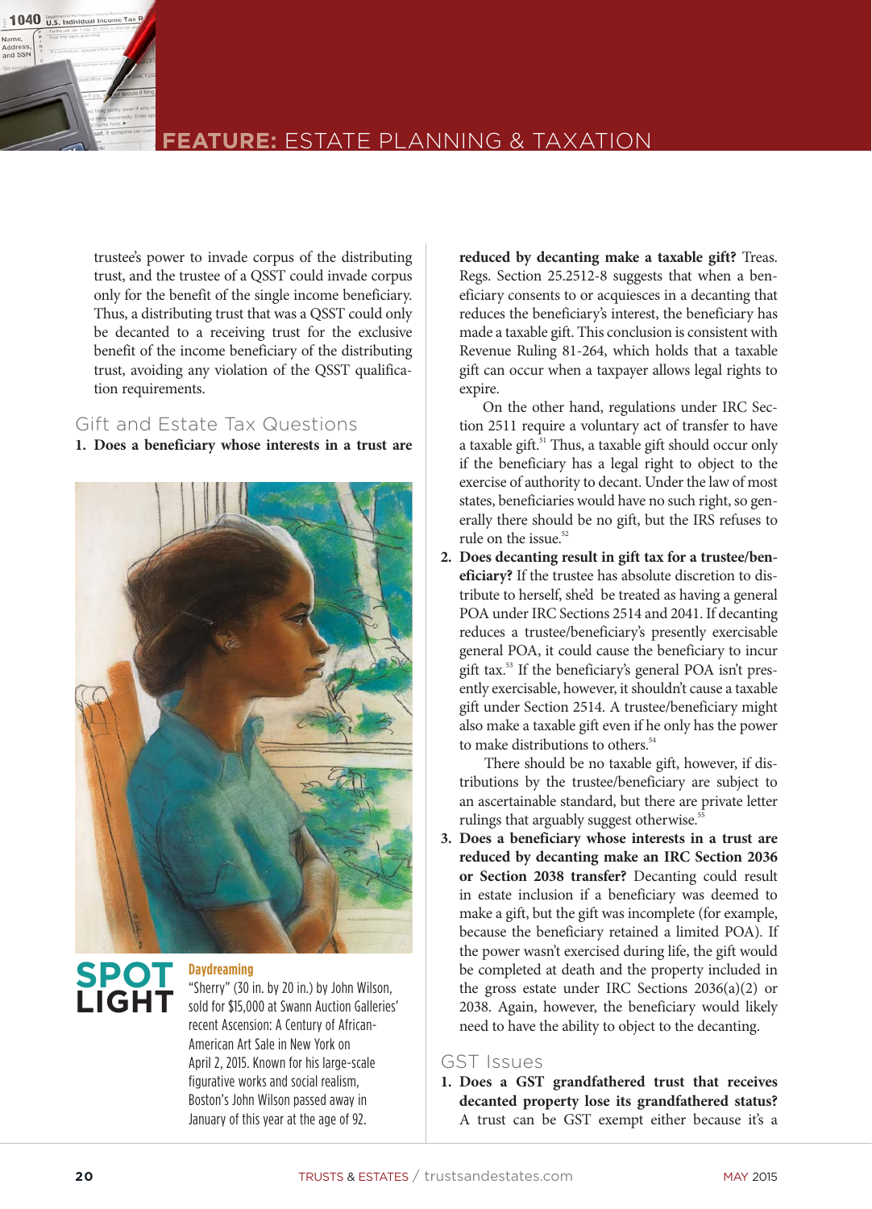trustee's power to invade corpus of the distributing trust, and the trustee of a QSST could invade corpus only for the benefit of the single income beneficiary. Thus, a distributing trust that was a QSST could only be decanted to a receiving trust for the exclusive benefit of the income beneficiary of the distributing trust, avoiding any violation of the QSST qualification requirements.

## Gift and Estate Tax Questions

1. **Does a beneficiary whose interests in a trust are reduced by decanting make a taxable gift?** Treas. Regs. Section 25.2512-8 suggests that when a beneficiary consents to or acquiesces in a decanting that reduces the beneficiary's interest, the beneficiary has made a taxable gift. This conclusion is consistent with Revenue Ruling 81-264, which holds that a taxable gift can occur when a taxpayer allows legal rights to expire.

   On the other hand, regulations under IRC Section 2511 require a voluntary act of transfer to have a taxable gift.[51] Thus, a taxable gift should occur only if the beneficiary has a legal right to object to the exercise of authority to decant. Under the law of most states, beneficiaries would have no such right, so generally there should be no gift, but the IRS refuses to rule on the issue.[52]

2. **Does decanting result in gift tax for a trustee/beneficiary?** If the trustee has absolute discretion to distribute to herself, she'd be treated as having a general POA under IRC Sections 2514 and 2041. If decanting reduces a trustee/beneficiary's presently exercisable general POA, it could cause the beneficiary to incur gift tax.[53] If the beneficiary's general POA isn't presently exercisable, however, it shouldn't cause a taxable gift under Section 2514. A trustee/beneficiary might also make a taxable gift even if he only has the power to make distributions to others.[54]

   There should be no taxable gift, however, if distributions by the trustee/beneficiary are subject to an ascertainable standard, but there are private letter rulings that arguably suggest otherwise.[55]

3. **Does a beneficiary whose interests in a trust are reduced by decanting make an IRC Section 2036 or Section 2038 transfer?** Decanting could result in estate inclusion if a beneficiary was deemed to make a gift, but the gift was incomplete (for example, because the beneficiary retained a limited POA). If the power wasn't exercised during life, the gift would be completed at death and the property included in the gross estate under IRC Sections 2036(a)(2) or 2038. Again, however, the beneficiary would likely need to have the ability to object to the decanting.

## GST Issues

1. **Does a GST grandfathered trust that receives decanted property lose its grandfathered status?** A trust can be GST exempt either because it's a

**SPOTLIGHT**

**Daydreaming**

"Sherry" (30 in. by 20 in.) by John Wilson, sold for $15,000 at Swann Auction Galleries' recent Ascension: A Century of African-American Art Sale in New York on April 2, 2015. Known for his large-scale figurative works and social realism, Boston's John Wilson passed away in January of this year at the age of 92.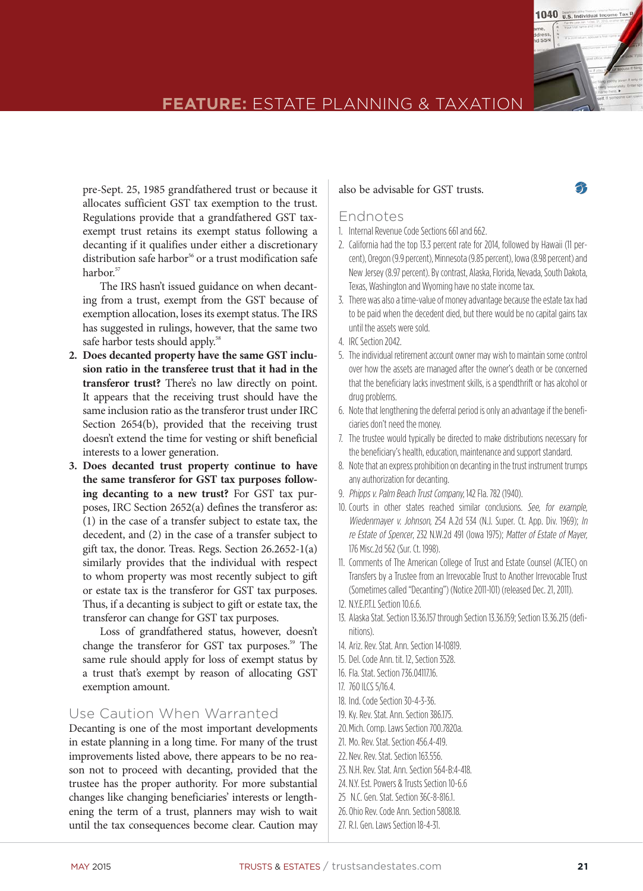pre-Sept. 25, 1985 grandfathered trust or because it allocates sufficient GST tax exemption to the trust. Regulations provide that a grandfathered GST tax-exempt trust retains its exempt status following a decanting if it qualifies under either a discretionary distribution safe harbor[56] or a trust modification safe harbor.[57]

The IRS hasn't issued guidance on when decanting from a trust, exempt from the GST because of exemption allocation, loses its exempt status. The IRS has suggested in rulings, however, that the same two safe harbor tests should apply.[58]

2. **Does decanted property have the same GST inclusion ratio in the transferee trust that it had in the transferor trust?** There's no law directly on point. It appears that the receiving trust should have the same inclusion ratio as the transferor trust under IRC Section 2654(b), provided that the receiving trust doesn't extend the time for vesting or shift beneficial interests to a lower generation.
3. **Does decanted trust property continue to have the same transferor for GST tax purposes following decanting to a new trust?** For GST tax purposes, IRC Section 2652(a) defines the transferor as: (1) in the case of a transfer subject to estate tax, the decedent, and (2) in the case of a transfer subject to gift tax, the donor. Treas. Regs. Section 26.2652-1(a) similarly provides that the individual with respect to whom property was most recently subject to gift or estate tax is the transferor for GST tax purposes. Thus, if a decanting is subject to gift or estate tax, the transferor can change for GST tax purposes.

   Loss of grandfathered status, however, doesn't change the transferor for GST tax purposes.[59] The same rule should apply for loss of exempt status by a trust that's exempt by reason of allocating GST exemption amount.

## Use Caution When Warranted

Decanting is one of the most important developments in estate planning in a long time. For many of the trust improvements listed above, there appears to be no reason not to proceed with decanting, provided that the trustee has the proper authority. For more substantial changes like changing beneficiaries' interests or lengthening the term of a trust, planners may wish to wait until the tax consequences become clear. Caution may also be advisable for GST trusts.

## Endnotes

1. Internal Revenue Code Sections 661 and 662.
2. California had the top 13.3 percent rate for 2014, followed by Hawaii (11 percent), Oregon (9.9 percent), Minnesota (9.85 percent), Iowa (8.98 percent) and New Jersey (8.97 percent). By contrast, Alaska, Florida, Nevada, South Dakota, Texas, Washington and Wyoming have no state income tax.
3. There was also a time-value of money advantage because the estate tax had to be paid when the decedent died, but there would be no capital gains tax until the assets were sold.
4. IRC Section 2042.
5. The individual retirement account owner may wish to maintain some control over how the assets are managed after the owner's death or be concerned that the beneficiary lacks investment skills, is a spendthrift or has alcohol or drug problems.
6. Note that lengthening the deferral period is only an advantage if the beneficiaries don't need the money.
7. The trustee would typically be directed to make distributions necessary for the beneficiary's health, education, maintenance and support standard.
8. Note that an express prohibition on decanting in the trust instrument trumps any authorization for decanting.
9. *Phipps v. Palm Beach Trust Company*, 142 Fla. 782 (1940).
10. Courts in other states reached similar conclusions. *See, for example, Wiedenmayer v. Johnson*, 254 A.2d 534 (N.J. Super. Ct. App. Div. 1969); *In re Estate of Spencer*, 232 N.W.2d 491 (Iowa 1975); *Matter of Estate of Mayer*, 176 Misc.2d 562 (Sur. Ct. 1998).
11. Comments of The American College of Trust and Estate Counsel (ACTEC) on Transfers by a Trustee from an Irrevocable Trust to Another Irrevocable Trust (Sometimes called "Decanting") (Notice 2011-101) (released Dec. 21, 2011).
12. N.Y.E.P.T.L Section 10.6.6.
13. Alaska Stat. Section 13.36.157 through Section 13.36.159; Section 13.36.215 (definitions).
14. Ariz. Rev. Stat. Ann. Section 14-10819.
15. Del. Code Ann. tit. 12, Section 3528.
16. Fla. Stat. Section 736.04117.16.
17. 760 ILCS 5/16.4.
18. Ind. Code Section 30-4-3-36.
19. Ky. Rev. Stat. Ann. Section 386.175.
20. Mich. Comp. Laws Section 700.7820a.
21. Mo. Rev. Stat. Section 456.4-419.
22. Nev. Rev. Stat. Section 163.556.
23. N.H. Rev. Stat. Ann. Section 564-B:4-418.
24. N.Y. Est. Powers & Trusts Section 10-6.6
25. N.C. Gen. Stat. Section 36C-8-816.1.
26. Ohio Rev. Code Ann. Section 5808.18.
27. R.I. Gen. Laws Section 18-4-31.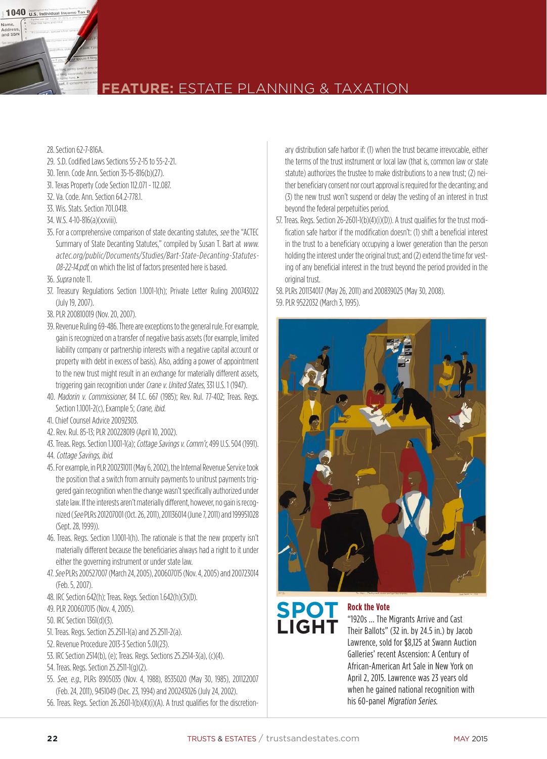28. Section 62-7-816A.
29. S.D. Codified Laws Sections 55-2-15 to 55-2-21.
30. Tenn. Code Ann. Section 35-15-816(b)(27).
31. Texas Property Code Section 112.071 - 112.087.
32. Va. Code. Ann. Section 64.2-778.1.
33. Wis. Stats. Section 701.0418.
34. W.S. 4-10-816(a)(xxviii).
35. For a comprehensive comparison of state decanting statutes, *see* the "ACTEC Summary of State Decanting Statutes," compiled by Susan T. Bart at *www.actec.org/public/Documents/Studies/Bart-State-Decanting-Statutes-08-22-14.pdf*, on which the list of factors presented here is based.
36. *Supra* note 11.
37. Treasury Regulations Section 1.1001-1(h); Private Letter Ruling 200743022 (July 19, 2007).
38. PLR 200810019 (Nov. 20, 2007).
39. Revenue Ruling 69-486. There are exceptions to the general rule. For example, gain is recognized on a transfer of negative basis assets (for example, limited liability company or partnership interests with a negative capital account or property with debt in excess of basis). Also, adding a power of appointment to the new trust might result in an exchange for materially different assets, triggering gain recognition under *Crane v. United States*, 331 U.S. 1 (1947).
40. *Madorin v. Commissioner*, 84 T.C. 667 (1985); Rev. Rul. 77-402; Treas. Regs. Section 1.1001-2(c), Example 5; *Crane, ibid.*
41. Chief Counsel Advice 20092303.
42. Rev. Rul. 85-13; PLR 200228019 (April 10, 2002).
43. Treas. Regs. Section 1.1001-1(a); *Cottage Savings v. Comm'r*, 499 U.S. 504 (1991).
44. *Cottage Savings, ibid.*
45. For example, in PLR 200231011 (May 6, 2002), the Internal Revenue Service took the position that a switch from annuity payments to unitrust payments triggered gain recognition when the change wasn't specifically authorized under state law. If the interests aren't materially different, however, no gain is recognized (*See* PLRs 201207001 (Oct. 26, 2011), 201136014 (June 7, 2011) and 199951028 (Sept. 28, 1999)).
46. Treas. Regs. Section 1.1001-1(h). The rationale is that the new property isn't materially different because the beneficiaries always had a right to it under either the governing instrument or under state law.
47. *See* PLRs 200527007 (March 24, 2005), 200607015 (Nov. 4, 2005) and 200723014 (Feb. 5, 2007).
48. IRC Section 642(h); Treas. Regs. Section 1.642(h)(3)(D).
49. PLR 200607015 (Nov. 4, 2005).
50. IRC Section 1361(d)(3).
51. Treas. Regs. Sections 25.2511-1(a) and 25.2511-2(a).
52. Revenue Procedure 2013-3 Section 5.01(23).
53. IRC Section 2514(b), (e); Treas. Regs. Sections 25.2514-3(a), (c)(4).
54. Treas. Regs. Section 25.2511-1(g)(2).
55. *See, e.g.,* PLRs 8905035 (Nov. 4, 1988), 8535020 (May 30, 1985), 201122007 (Feb. 24, 2011), 9451049 (Dec. 23, 1994) and 200243026 (July 24, 2002).
56. Treas. Regs. Section 26.2601-1(b)(4)(i)(A). A trust qualifies for the discretionary distribution safe harbor if: (1) when the trust became irrevocable, either the terms of the trust instrument or local law (that is, common law or state statute) authorizes the trustee to make distributions to a new trust; (2) neither beneficiary consent nor court approval is required for the decanting; and (3) the new trust won't suspend or delay the vesting of an interest in trust beyond the federal perpetuities period.
57. Treas. Regs. Section 26-2601-1(b)(4)(i)(D)). A trust qualifies for the trust modification safe harbor if the modification doesn't: (1) shift a beneficial interest in the trust to a beneficiary occupying a lower generation than the person holding the interest under the original trust; and (2) extend the time for vesting of any beneficial interest in the trust beyond the period provided in the original trust.
58. PLRs 201134017 (May 26, 2011) and 200839025 (May 30, 2008).
59. PLR 9522032 (March 3, 1995).

**SPOT LIGHT**

**Rock the Vote**

"1920s ... The Migrants Arrive and Cast Their Ballots" (32 in. by 24.5 in.) by Jacob Lawrence, sold for $8,125 at Swann Auction Galleries' recent Ascension: A Century of African-American Art Sale in New York on April 2, 2015. Lawrence was 23 years old when he gained national recognition with his 60-panel *Migration Series*.